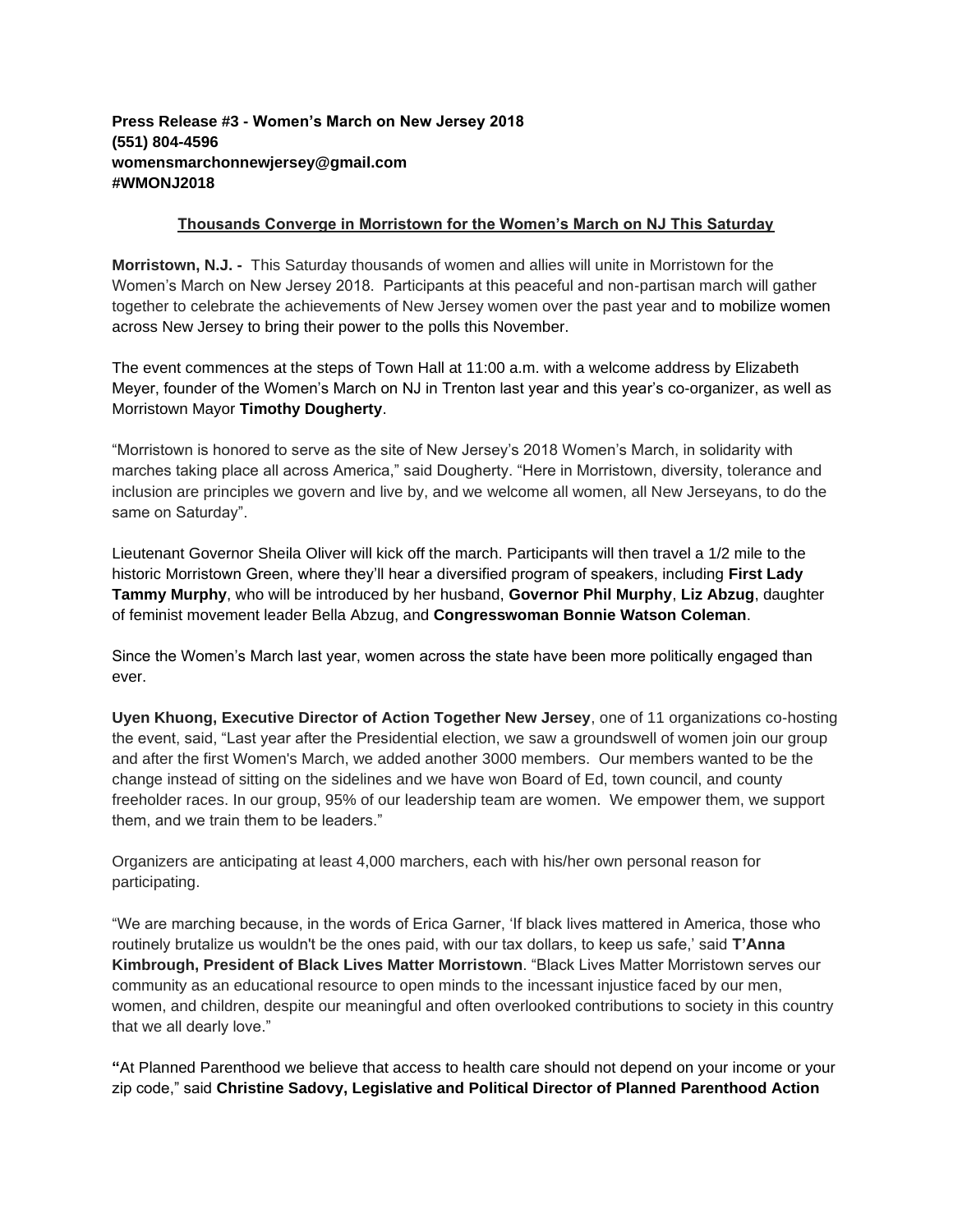**Press Release #3 - Women's March on New Jersey 2018**
**(551) 804-4596**
**womensmarchonnewjersey@gmail.com**
**#WMONJ2018**

## Thousands Converge in Morristown for the Women's March on NJ This Saturday

**Morristown, N.J. -** This Saturday thousands of women and allies will unite in Morristown for the Women's March on New Jersey 2018. Participants at this peaceful and non-partisan march will gather together to celebrate the achievements of New Jersey women over the past year and to mobilize women across New Jersey to bring their power to the polls this November.

The event commences at the steps of Town Hall at 11:00 a.m. with a welcome address by Elizabeth Meyer, founder of the Women's March on NJ in Trenton last year and this year's co-organizer, as well as Morristown Mayor **Timothy Dougherty**.

"Morristown is honored to serve as the site of New Jersey's 2018 Women's March, in solidarity with marches taking place all across America," said Dougherty. "Here in Morristown, diversity, tolerance and inclusion are principles we govern and live by, and we welcome all women, all New Jerseyans, to do the same on Saturday".

Lieutenant Governor Sheila Oliver will kick off the march. Participants will then travel a 1/2 mile to the historic Morristown Green, where they'll hear a diversified program of speakers, including **First Lady Tammy Murphy**, who will be introduced by her husband, **Governor Phil Murphy**, **Liz Abzug**, daughter of feminist movement leader Bella Abzug, and **Congresswoman Bonnie Watson Coleman**.

Since the Women's March last year, women across the state have been more politically engaged than ever.

**Uyen Khuong, Executive Director of Action Together New Jersey**, one of 11 organizations co-hosting the event, said, "Last year after the Presidential election, we saw a groundswell of women join our group and after the first Women's March, we added another 3000 members. Our members wanted to be the change instead of sitting on the sidelines and we have won Board of Ed, town council, and county freeholder races. In our group, 95% of our leadership team are women. We empower them, we support them, and we train them to be leaders."

Organizers are anticipating at least 4,000 marchers, each with his/her own personal reason for participating.

"We are marching because, in the words of Erica Garner, 'If black lives mattered in America, those who routinely brutalize us wouldn't be the ones paid, with our tax dollars, to keep us safe,' said **T'Anna Kimbrough, President of Black Lives Matter Morristown**. "Black Lives Matter Morristown serves our community as an educational resource to open minds to the incessant injustice faced by our men, women, and children, despite our meaningful and often overlooked contributions to society in this country that we all dearly love."

**"**At Planned Parenthood we believe that access to health care should not depend on your income or your zip code," said **Christine Sadovy, Legislative and Political Director of Planned Parenthood Action**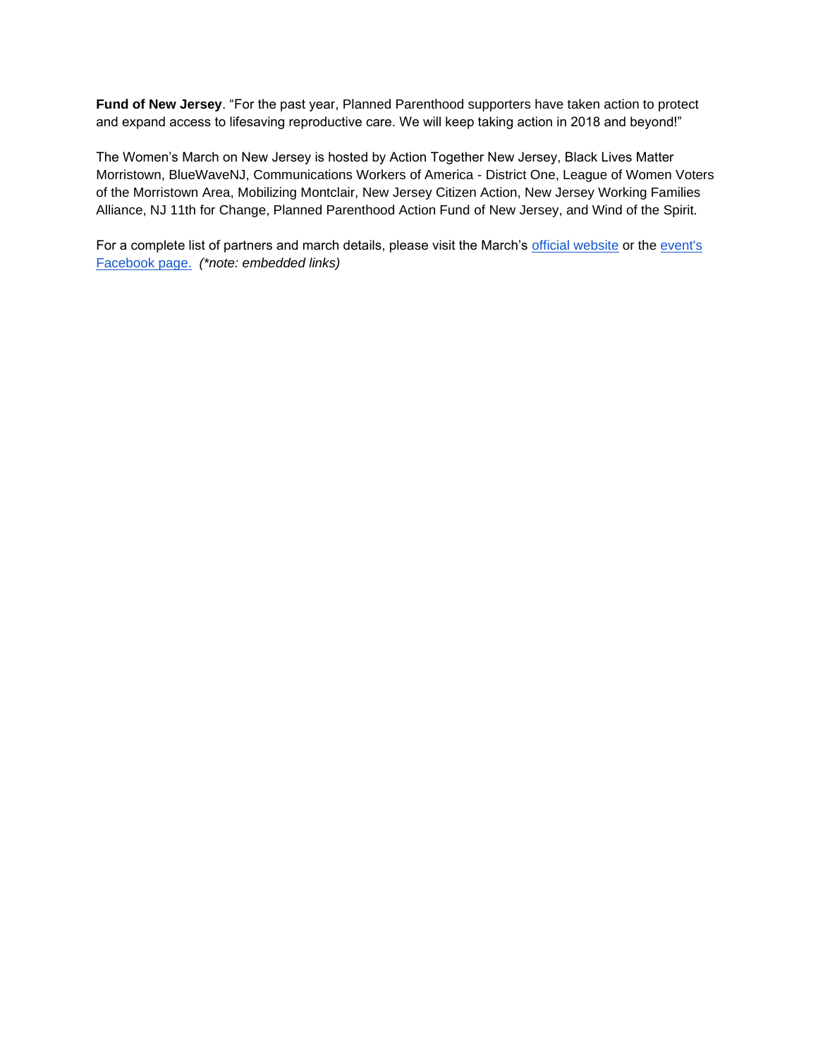**Fund of New Jersey**. “For the past year, Planned Parenthood supporters have taken action to protect and expand access to lifesaving reproductive care. We will keep taking action in 2018 and beyond!”

The Women’s March on New Jersey is hosted by Action Together New Jersey, Black Lives Matter Morristown, BlueWaveNJ, Communications Workers of America - District One, League of Women Voters of the Morristown Area, Mobilizing Montclair, New Jersey Citizen Action, New Jersey Working Families Alliance, NJ 11th for Change, Planned Parenthood Action Fund of New Jersey, and Wind of the Spirit.

For a complete list of partners and march details, please visit the March’s official website or the event's Facebook page. *(\*note: embedded links)*